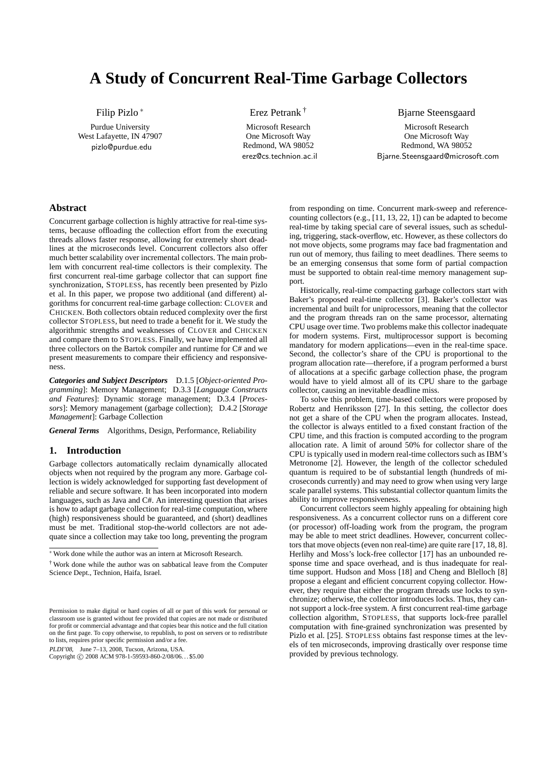# A Study of Concurrent Real-Time Garbage Collectors

Filip Pizlo [*]
Purdue University
West Lafayette, IN 47907
pizlo@purdue.edu

Erez Petrank [†]
Microsoft Research
One Microsoft Way
Redmond, WA 98052
erez@cs.technion.ac.il

Bjarne Steensgaard
Microsoft Research
One Microsoft Way
Redmond, WA 98052
Bjarne.Steensgaard@microsoft.com

## Abstract

Concurrent garbage collection is highly attractive for real-time systems, because offloading the collection effort from the executing threads allows faster response, allowing for extremely short deadlines at the microseconds level. Concurrent collectors also offer much better scalability over incremental collectors. The main problem with concurrent real-time collectors is their complexity. The first concurrent real-time garbage collector that can support fine synchronization, STOPLESS, has recently been presented by Pizlo et al. In this paper, we propose two additional (and different) algorithms for concurrent real-time garbage collection: CLOVER and CHICKEN. Both collectors obtain reduced complexity over the first collector STOPLESS, but need to trade a benefit for it. We study the algorithmic strengths and weaknesses of CLOVER and CHICKEN and compare them to STOPLESS. Finally, we have implemented all three collectors on the Bartok compiler and runtime for C# and we present measurements to compare their efficiency and responsiveness.

***Categories and Subject Descriptors*** D.1.5 [*Object-oriented Programming*]: Memory Management; D.3.3 [*Language Constructs and Features*]: Dynamic storage management; D.3.4 [*Processors*]: Memory management (garbage collection); D.4.2 [*Storage Management*]: Garbage Collection

***General Terms*** Algorithms, Design, Performance, Reliability

## 1. Introduction

Garbage collectors automatically reclaim dynamically allocated objects when not required by the program any more. Garbage collection is widely acknowledged for supporting fast development of reliable and secure software. It has been incorporated into modern languages, such as Java and C#. An interesting question that arises is how to adapt garbage collection for real-time computation, where (high) responsiveness should be guaranteed, and (short) deadlines must be met. Traditional stop-the-world collectors are not adequate since a collection may take too long, preventing the program from responding on time. Concurrent mark-sweep and reference-counting collectors (e.g., [11, 13, 22, 1]) can be adapted to become real-time by taking special care of several issues, such as scheduling, triggering, stack-overflow, etc. However, as these collectors do not move objects, some programs may face bad fragmentation and run out of memory, thus failing to meet deadlines. There seems to be an emerging consensus that some form of partial compaction must be supported to obtain real-time memory management support.

Historically, real-time compacting garbage collectors start with Baker's proposed real-time collector [3]. Baker's collector was incremental and built for uniprocessors, meaning that the collector and the program threads ran on the same processor, alternating CPU usage over time. Two problems make this collector inadequate for modern systems. First, multiprocessor support is becoming mandatory for modern applications—even in the real-time space. Second, the collector's share of the CPU is proportional to the program allocation rate—therefore, if a program performed a burst of allocations at a specific garbage collection phase, the program would have to yield almost all of its CPU share to the garbage collector, causing an inevitable deadline miss.

To solve this problem, time-based collectors were proposed by Robertz and Henriksson [27]. In this setting, the collector does not get a share of the CPU when the program allocates. Instead, the collector is always entitled to a fixed constant fraction of the CPU time, and this fraction is computed according to the program allocation rate. A limit of around 50% for collector share of the CPU is typically used in modern real-time collectors such as IBM's Metronome [2]. However, the length of the collector scheduled quantum is required to be of substantial length (hundreds of microseconds currently) and may need to grow when using very large scale parallel systems. This substantial collector quantum limits the ability to improve responsiveness.

Concurrent collectors seem highly appealing for obtaining high responsiveness. As a concurrent collector runs on a different core (or processor) off-loading work from the program, the program may be able to meet strict deadlines. However, concurrent collectors that move objects (even non real-time) are quite rare [17, 18, 8]. Herlihy and Moss's lock-free collector [17] has an unbounded response time and space overhead, and is thus inadequate for real-time support. Hudson and Moss [18] and Cheng and Blelloch [8] propose a elegant and efficient concurrent copying collector. However, they require that either the program threads use locks to synchronize; otherwise, the collector introduces locks. Thus, they cannot support a lock-free system. A first concurrent real-time garbage collection algorithm, STOPLESS, that supports lock-free parallel computation with fine-grained synchronization was presented by Pizlo et al. [25]. STOPLESS obtains fast response times at the levels of ten microseconds, improving drastically over response time provided by previous technology.

[*] Work done while the author was an intern at Microsoft Research.

[†] Work done while the author was on sabbatical leave from the Computer Science Dept., Technion, Haifa, Israel.

Permission to make digital or hard copies of all or part of this work for personal or classroom use is granted without fee provided that copies are not made or distributed for profit or commercial advantage and that copies bear this notice and the full citation on the first page. To copy otherwise, to republish, to post on servers or to redistribute to lists, requires prior specific permission and/or a fee.

*PLDI'08,* June 7–13, 2008, Tucson, Arizona, USA.
Copyright © 2008 ACM 978-1-59593-860-2/08/06...$5.00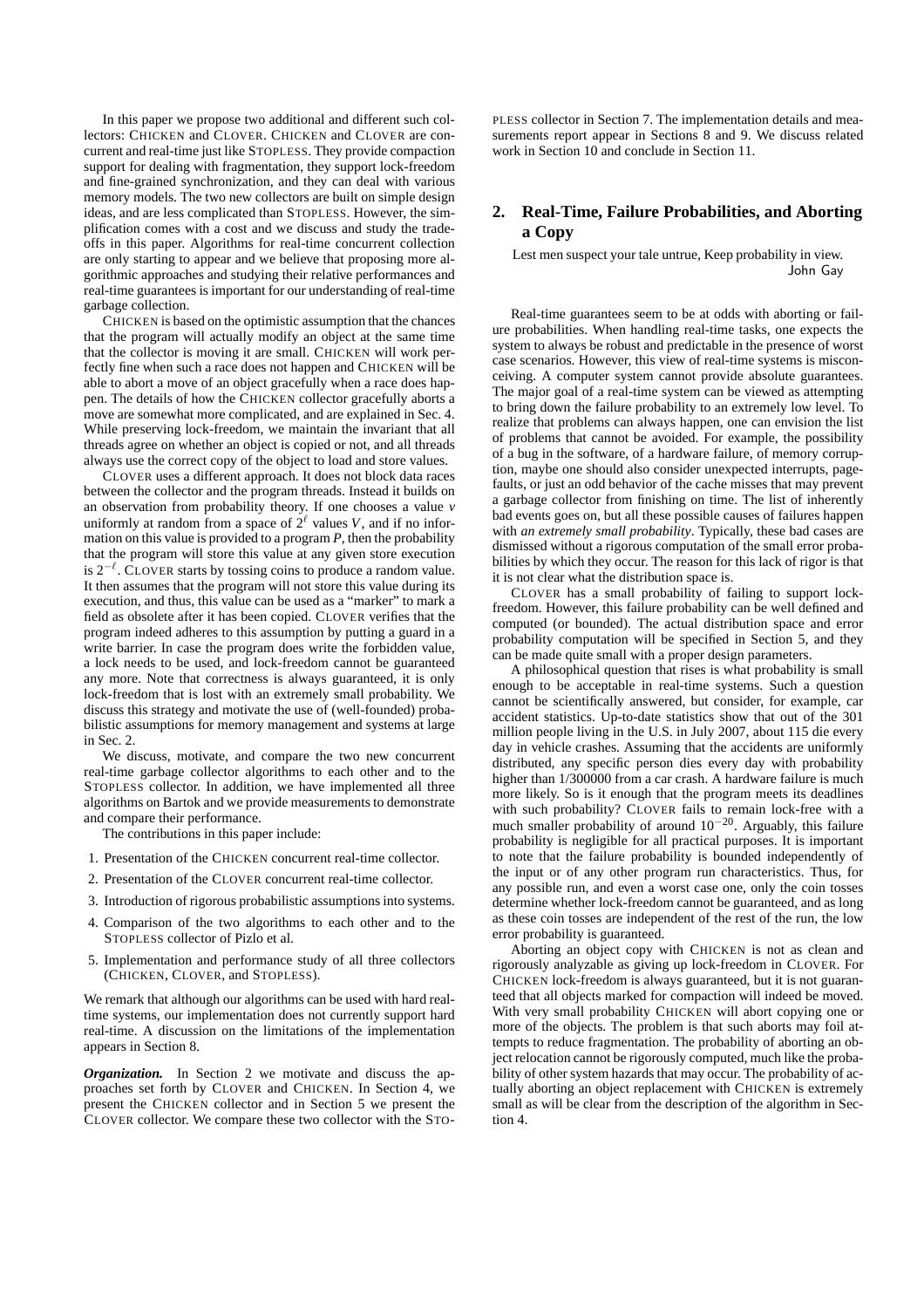In this paper we propose two additional and different such collectors: CHICKEN and CLOVER. CHICKEN and CLOVER are concurrent and real-time just like STOPLESS. They provide compaction support for dealing with fragmentation, they support lock-freedom and fine-grained synchronization, and they can deal with various memory models. The two new collectors are built on simple design ideas, and are less complicated than STOPLESS. However, the simplification comes with a cost and we discuss and study the tradeoffs in this paper. Algorithms for real-time concurrent collection are only starting to appear and we believe that proposing more algorithmic approaches and studying their relative performances and real-time guarantees is important for our understanding of real-time garbage collection.

CHICKEN is based on the optimistic assumption that the chances that the program will actually modify an object at the same time that the collector is moving it are small. CHICKEN will work perfectly fine when such a race does not happen and CHICKEN will be able to abort a move of an object gracefully when a race does happen. The details of how the CHICKEN collector gracefully aborts a move are somewhat more complicated, and are explained in Sec. 4. While preserving lock-freedom, we maintain the invariant that all threads agree on whether an object is copied or not, and all threads always use the correct copy of the object to load and store values.

CLOVER uses a different approach. It does not block data races between the collector and the program threads. Instead it builds on an observation from probability theory. If one chooses a value $v$ uniformly at random from a space of $2^{\ell}$ values $V$, and if no information on this value is provided to a program $P$, then the probability that the program will store this value at any given store execution is $2^{-\ell}$. CLOVER starts by tossing coins to produce a random value. It then assumes that the program will not store this value during its execution, and thus, this value can be used as a "marker" to mark a field as obsolete after it has been copied. CLOVER verifies that the program indeed adheres to this assumption by putting a guard in a write barrier. In case the program does write the forbidden value, a lock needs to be used, and lock-freedom cannot be guaranteed any more. Note that correctness is always guaranteed, it is only lock-freedom that is lost with an extremely small probability. We discuss this strategy and motivate the use of (well-founded) probabilistic assumptions for memory management and systems at large in Sec. 2.

We discuss, motivate, and compare the two new concurrent real-time garbage collector algorithms to each other and to the STOPLESS collector. In addition, we have implemented all three algorithms on Bartok and we provide measurements to demonstrate and compare their performance.

The contributions in this paper include:

1. Presentation of the CHICKEN concurrent real-time collector.
2. Presentation of the CLOVER concurrent real-time collector.
3. Introduction of rigorous probabilistic assumptions into systems.
4. Comparison of the two algorithms to each other and to the STOPLESS collector of Pizlo et al.
5. Implementation and performance study of all three collectors (CHICKEN, CLOVER, and STOPLESS).

We remark that although our algorithms can be used with hard real-time systems, our implementation does not currently support hard real-time. A discussion on the limitations of the implementation appears in Section 8.

***Organization.*** In Section 2 we motivate and discuss the approaches set forth by CLOVER and CHICKEN. In Section 4, we present the CHICKEN collector and in Section 5 we present the CLOVER collector. We compare these two collector with the STOPLESS collector in Section 7. The implementation details and measurements report appear in Sections 8 and 9. We discuss related work in Section 10 and conclude in Section 11.

## 2. Real-Time, Failure Probabilities, and Aborting a Copy

Lest men suspect your tale untrue, Keep probability in view.
John Gay

Real-time guarantees seem to be at odds with aborting or failure probabilities. When handling real-time tasks, one expects the system to always be robust and predictable in the presence of worst case scenarios. However, this view of real-time systems is misconceiving. A computer system cannot provide absolute guarantees. The major goal of a real-time system can be viewed as attempting to bring down the failure probability to an extremely low level. To realize that problems can always happen, one can envision the list of problems that cannot be avoided. For example, the possibility of a bug in the software, of a hardware failure, of memory corruption, maybe one should also consider unexpected interrupts, page-faults, or just an odd behavior of the cache misses that may prevent a garbage collector from finishing on time. The list of inherently bad events goes on, but all these possible causes of failures happen with *an extremely small probability*. Typically, these bad cases are dismissed without a rigorous computation of the small error probabilities by which they occur. The reason for this lack of rigor is that it is not clear what the distribution space is.

CLOVER has a small probability of failing to support lock-freedom. However, this failure probability can be well defined and computed (or bounded). The actual distribution space and error probability computation will be specified in Section 5, and they can be made quite small with a proper design parameters.

A philosophical question that rises is what probability is small enough to be acceptable in real-time systems. Such a question cannot be scientifically answered, but consider, for example, car accident statistics. Up-to-date statistics show that out of the 301 million people living in the U.S. in July 2007, about 115 die every day in vehicle crashes. Assuming that the accidents are uniformly distributed, any specific person dies every day with probability higher than 1/300000 from a car crash. A hardware failure is much more likely. So is it enough that the program meets its deadlines with such probability? CLOVER fails to remain lock-free with a much smaller probability of around $10^{-20}$. Arguably, this failure probability is negligible for all practical purposes. It is important to note that the failure probability is bounded independently of the input or of any other program run characteristics. Thus, for any possible run, and even a worst case one, only the coin tosses determine whether lock-freedom cannot be guaranteed, and as long as these coin tosses are independent of the rest of the run, the low error probability is guaranteed.

Aborting an object copy with CHICKEN is not as clean and rigorously analyzable as giving up lock-freedom in CLOVER. For CHICKEN lock-freedom is always guaranteed, but it is not guaranteed that all objects marked for compaction will indeed be moved. With very small probability CHICKEN will abort copying one or more of the objects. The problem is that such aborts may foil attempts to reduce fragmentation. The probability of aborting an object relocation cannot be rigorously computed, much like the probability of other system hazards that may occur. The probability of actually aborting an object replacement with CHICKEN is extremely small as will be clear from the description of the algorithm in Section 4.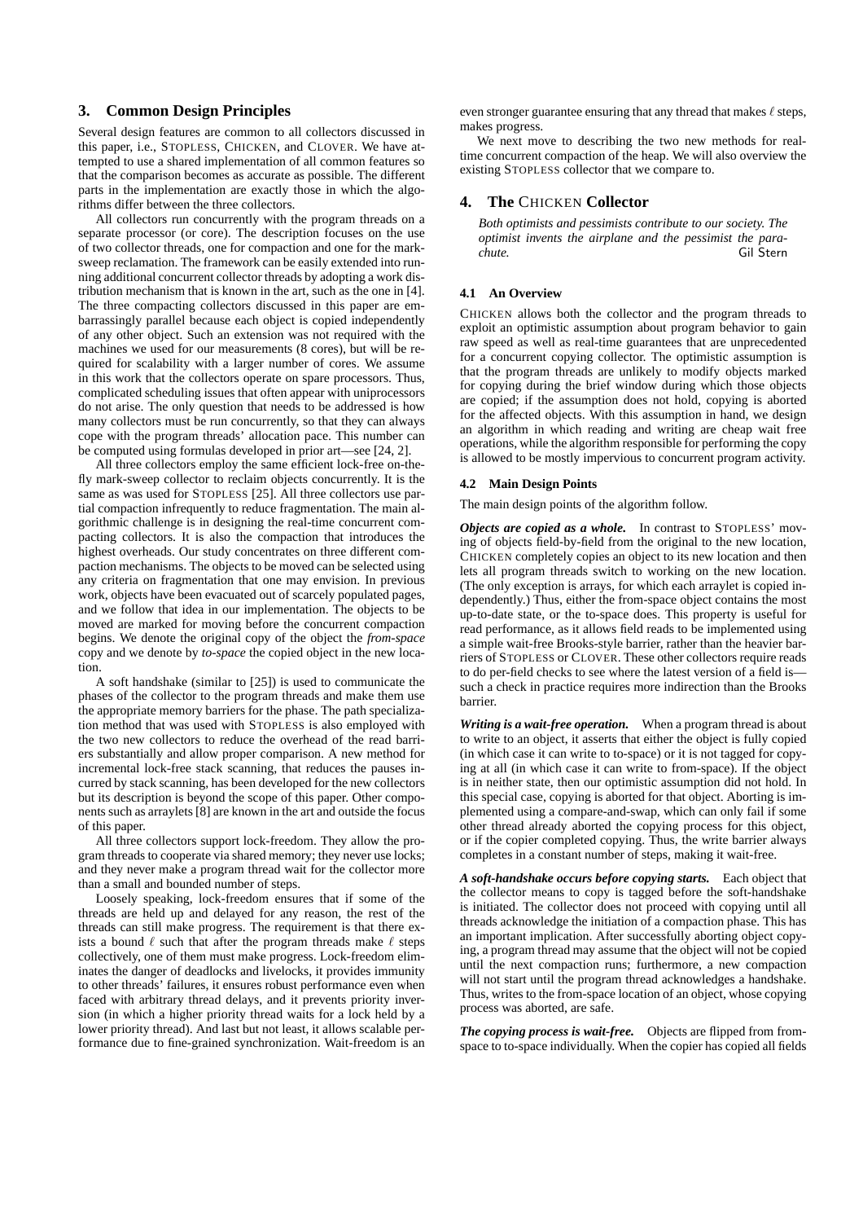## 3. Common Design Principles

Several design features are common to all collectors discussed in this paper, i.e., STOPLESS, CHICKEN, and CLOVER. We have attempted to use a shared implementation of all common features so that the comparison becomes as accurate as possible. The different parts in the implementation are exactly those in which the algorithms differ between the three collectors.

All collectors run concurrently with the program threads on a separate processor (or core). The description focuses on the use of two collector threads, one for compaction and one for the mark-sweep reclamation. The framework can be easily extended into running additional concurrent collector threads by adopting a work distribution mechanism that is known in the art, such as the one in [4]. The three compacting collectors discussed in this paper are embarrassingly parallel because each object is copied independently of any other object. Such an extension was not required with the machines we used for our measurements (8 cores), but will be required for scalability with a larger number of cores. We assume in this work that the collectors operate on spare processors. Thus, complicated scheduling issues that often appear with uniprocessors do not arise. The only question that needs to be addressed is how many collectors must be run concurrently, so that they can always cope with the program threads' allocation pace. This number can be computed using formulas developed in prior art—see [24, 2].

All three collectors employ the same efficient lock-free on-the-fly mark-sweep collector to reclaim objects concurrently. It is the same as was used for STOPLESS [25]. All three collectors use partial compaction infrequently to reduce fragmentation. The main algorithmic challenge is in designing the real-time concurrent compacting collectors. It is also the compaction that introduces the highest overheads. Our study concentrates on three different compaction mechanisms. The objects to be moved can be selected using any criteria on fragmentation that one may envision. In previous work, objects have been evacuated out of scarcely populated pages, and we follow that idea in our implementation. The objects to be moved are marked for moving before the concurrent compaction begins. We denote the original copy of the object the *from-space* copy and we denote by *to-space* the copied object in the new location.

A soft handshake (similar to [25]) is used to communicate the phases of the collector to the program threads and make them use the appropriate memory barriers for the phase. The path specialization method that was used with STOPLESS is also employed with the two new collectors to reduce the overhead of the read barriers substantially and allow proper comparison. A new method for incremental lock-free stack scanning, that reduces the pauses incurred by stack scanning, has been developed for the new collectors but its description is beyond the scope of this paper. Other components such as arraylets [8] are known in the art and outside the focus of this paper.

All three collectors support lock-freedom. They allow the program threads to cooperate via shared memory; they never use locks; and they never make a program thread wait for the collector more than a small and bounded number of steps.

Loosely speaking, lock-freedom ensures that if some of the threads are held up and delayed for any reason, the rest of the threads can still make progress. The requirement is that there exists a bound $\ell$ such that after the program threads make $\ell$ steps collectively, one of them must make progress. Lock-freedom eliminates the danger of deadlocks and livelocks, it provides immunity to other threads' failures, it ensures robust performance even when faced with arbitrary thread delays, and it prevents priority inversion (in which a higher priority thread waits for a lock held by a lower priority thread). And last but not least, it allows scalable performance due to fine-grained synchronization. Wait-freedom is an even stronger guarantee ensuring that any thread that makes $\ell$ steps, makes progress.

We next move to describing the two new methods for real-time concurrent compaction of the heap. We will also overview the existing STOPLESS collector that we compare to.

## 4. The CHICKEN Collector

*Both optimists and pessimists contribute to our society. The optimist invents the airplane and the pessimist the parachute.* Gil Stern

### 4.1 An Overview

CHICKEN allows both the collector and the program threads to exploit an optimistic assumption about program behavior to gain raw speed as well as real-time guarantees that are unprecedented for a concurrent copying collector. The optimistic assumption is that the program threads are unlikely to modify objects marked for copying during the brief window during which those objects are copied; if the assumption does not hold, copying is aborted for the affected objects. With this assumption in hand, we design an algorithm in which reading and writing are cheap wait free operations, while the algorithm responsible for performing the copy is allowed to be mostly impervious to concurrent program activity.

### 4.2 Main Design Points

The main design points of the algorithm follow.

***Objects are copied as a whole.*** In contrast to STOPLESS' moving of objects field-by-field from the original to the new location, CHICKEN completely copies an object to its new location and then lets all program threads switch to working on the new location. (The only exception is arrays, for which each arraylet is copied independently.) Thus, either the from-space object contains the most up-to-date state, or the to-space does. This property is useful for read performance, as it allows field reads to be implemented using a simple wait-free Brooks-style barrier, rather than the heavier barriers of STOPLESS or CLOVER. These other collectors require reads to do per-field checks to see where the latest version of a field is—such a check in practice requires more indirection than the Brooks barrier.

***Writing is a wait-free operation.*** When a program thread is about to write to an object, it asserts that either the object is fully copied (in which case it can write to to-space) or it is not tagged for copying at all (in which case it can write to from-space). If the object is in neither state, then our optimistic assumption did not hold. In this special case, copying is aborted for that object. Aborting is implemented using a compare-and-swap, which can only fail if some other thread already aborted the copying process for this object, or if the copier completed copying. Thus, the write barrier always completes in a constant number of steps, making it wait-free.

***A soft-handshake occurs before copying starts.*** Each object that the collector means to copy is tagged before the soft-handshake is initiated. The collector does not proceed with copying until all threads acknowledge the initiation of a compaction phase. This has an important implication. After successfully aborting object copying, a program thread may assume that the object will not be copied until the next compaction runs; furthermore, a new compaction will not start until the program thread acknowledges a handshake. Thus, writes to the from-space location of an object, whose copying process was aborted, are safe.

***The copying process is wait-free.*** Objects are flipped from from-space to to-space individually. When the copier has copied all fields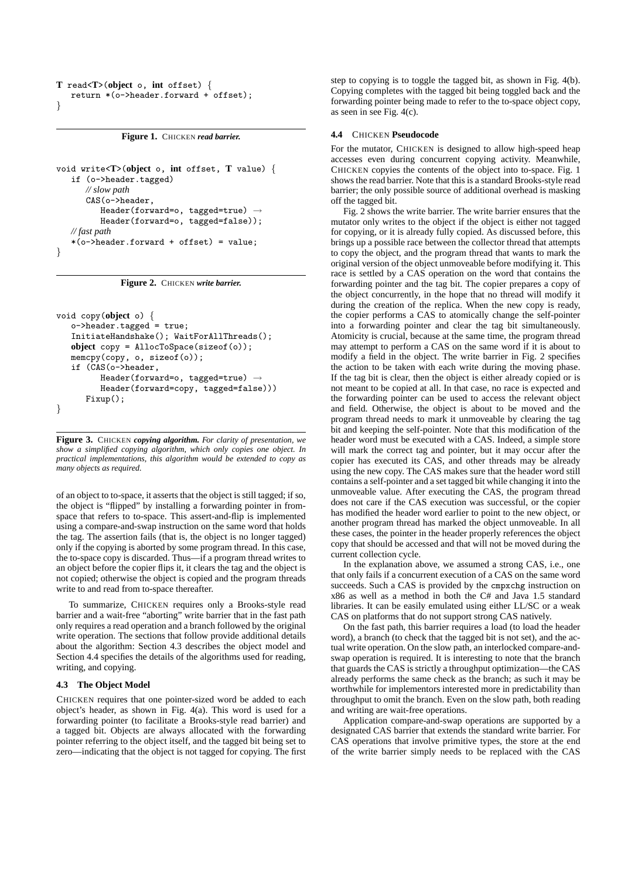```
T read<T>(object o, int offset) {
   return *(o->header.forward + offset);
}
```

**Figure 1.** CHICKEN *read barrier.*

```
void write<T>(object o, int offset, T value) {
   if (o->header.tagged)
      // slow path
      CAS(o->header,
         Header(forward=o, tagged=true) →
         Header(forward=o, tagged=false));
   // fast path
   *(o->header.forward + offset) = value;
}
```

**Figure 2.** CHICKEN *write barrier.*

```
void copy(object o) {
   o->header.tagged = true;
   InitiateHandshake(); WaitForAllThreads();
   object copy = AllocToSpace(sizeof(o));
   memcpy(copy, o, sizeof(o));
   if (CAS(o->header,
         Header(forward=o, tagged=true) →
         Header(forward=copy, tagged=false)))
      Fixup();
}
```

**Figure 3.** CHICKEN *copying algorithm. For clarity of presentation, we show a simplified copying algorithm, which only copies one object. In practical implementations, this algorithm would be extended to copy as many objects as required.*

of an object to to-space, it asserts that the object is still tagged; if so, the object is "flipped" by installing a forwarding pointer in from-space that refers to to-space. This assert-and-flip is implemented using a compare-and-swap instruction on the same word that holds the tag. The assertion fails (that is, the object is no longer tagged) only if the copying is aborted by some program thread. In this case, the to-space copy is discarded. Thus—if a program thread writes to an object before the copier flips it, it clears the tag and the object is not copied; otherwise the object is copied and the program threads write to and read from to-space thereafter.

To summarize, CHICKEN requires only a Brooks-style read barrier and a wait-free "aborting" write barrier that in the fast path only requires a read operation and a branch followed by the original write operation. The sections that follow provide additional details about the algorithm: Section 4.3 describes the object model and Section 4.4 specifies the details of the algorithms used for reading, writing, and copying.

### 4.3 The Object Model

CHICKEN requires that one pointer-sized word be added to each object's header, as shown in Fig. 4(a). This word is used for a forwarding pointer (to facilitate a Brooks-style read barrier) and a tagged bit. Objects are always allocated with the forwarding pointer referring to the object itself, and the tagged bit being set to zero—indicating that the object is not tagged for copying. The first step to copying is to toggle the tagged bit, as shown in Fig. 4(b). Copying completes with the tagged bit being toggled back and the forwarding pointer being made to refer to the to-space object copy, as seen in see Fig. 4(c).

### 4.4 CHICKEN Pseudocode

For the mutator, CHICKEN is designed to allow high-speed heap accesses even during concurrent copying activity. Meanwhile, CHICKEN copyies the contents of the object into to-space. Fig. 1 shows the read barrier. Note that this is a standard Brooks-style read barrier; the only possible source of additional overhead is masking off the tagged bit.

Fig. 2 shows the write barrier. The write barrier ensures that the mutator only writes to the object if the object is either not tagged for copying, or it is already fully copied. As discussed before, this brings up a possible race between the collector thread that attempts to copy the object, and the program thread that wants to mark the original version of the object unmoveable before modifying it. This race is settled by a CAS operation on the word that contains the forwarding pointer and the tag bit. The copier prepares a copy of the object concurrently, in the hope that no thread will modify it during the creation of the replica. When the new copy is ready, the copier performs a CAS to atomically change the self-pointer into a forwarding pointer and clear the tag bit simultaneously. Atomicity is crucial, because at the same time, the program thread may attempt to perform a CAS on the same word if it is about to modify a field in the object. The write barrier in Fig. 2 specifies the action to be taken with each write during the moving phase. If the tag bit is clear, then the object is either already copied or is not meant to be copied at all. In that case, no race is expected and the forwarding pointer can be used to access the relevant object and field. Otherwise, the object is about to be moved and the program thread needs to mark it unmoveable by clearing the tag bit and keeping the self-pointer. Note that this modification of the header word must be executed with a CAS. Indeed, a simple store will mark the correct tag and pointer, but it may occur after the copier has executed its CAS, and other threads may be already using the new copy. The CAS makes sure that the header word still contains a self-pointer and a set tagged bit while changing it into the unmoveable value. After executing the CAS, the program thread does not care if the CAS execution was successful, or the copier has modified the header word earlier to point to the new object, or another program thread has marked the object unmoveable. In all these cases, the pointer in the header properly references the object copy that should be accessed and that will not be moved during the current collection cycle.

In the explanation above, we assumed a strong CAS, i.e., one that only fails if a concurrent execution of a CAS on the same word succeeds. Such a CAS is provided by the `cmpxchg` instruction on x86 as well as a method in both the C# and Java 1.5 standard libraries. It can be easily emulated using either LL/SC or a weak CAS on platforms that do not support strong CAS natively.

On the fast path, this barrier requires a load (to load the header word), a branch (to check that the tagged bit is not set), and the actual write operation. On the slow path, an interlocked compare-and-swap operation is required. It is interesting to note that the branch that guards the CAS is strictly a throughput optimization—the CAS already performs the same check as the branch; as such it may be worthwhile for implementors interested more in predictability than throughput to omit the branch. Even on the slow path, both reading and writing are wait-free operations.

Application compare-and-swap operations are supported by a designated CAS barrier that extends the standard write barrier. For CAS operations that involve primitive types, the store at the end of the write barrier simply needs to be replaced with the CAS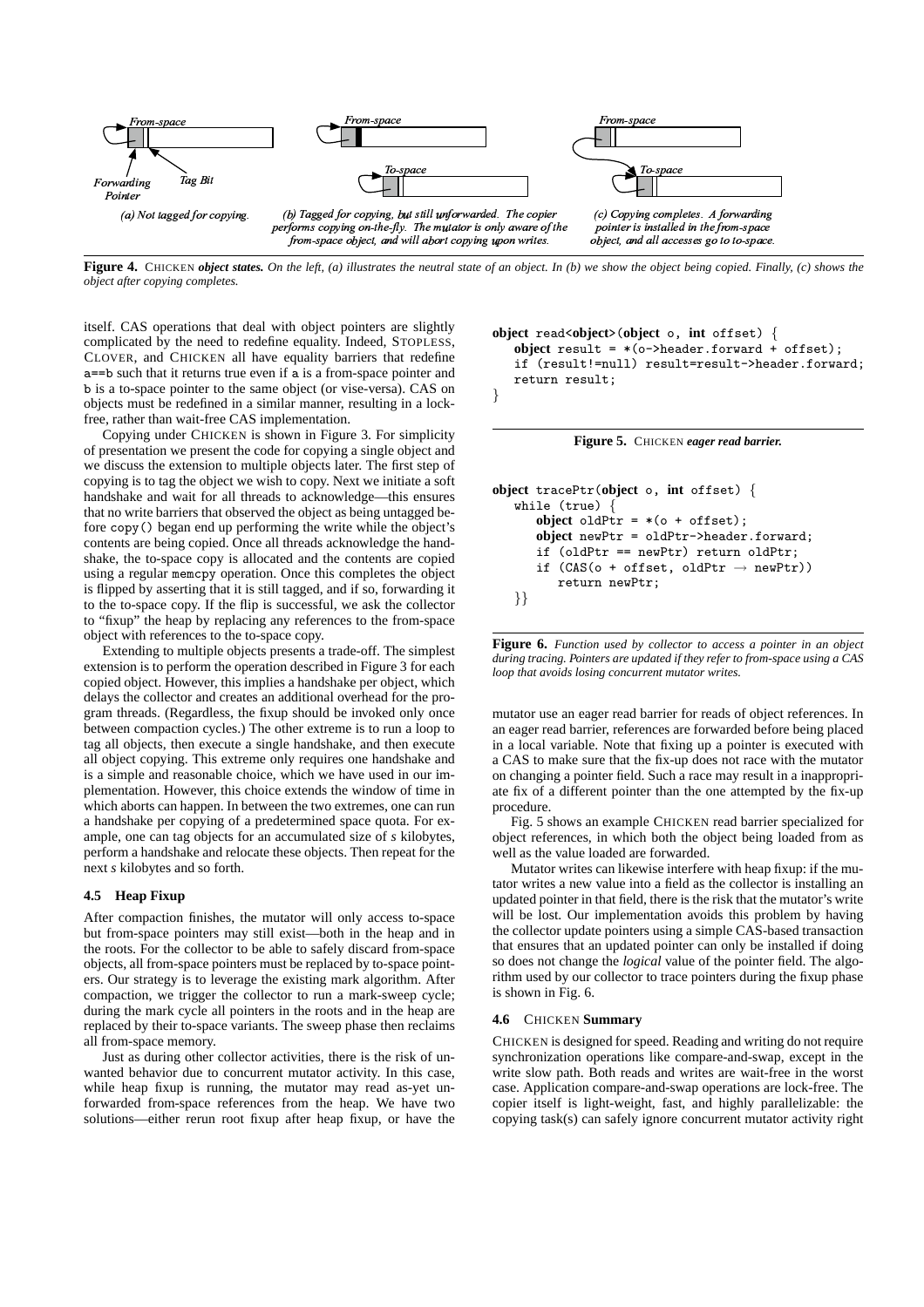From-space

Forwarding Pointer

Tag Bit

(a) Not tagged for copying.

From-space

To-space

(b) Tagged for copying, but still unforwarded. The copier performs copying on-the-fly. The mutator is only aware of the from-space object, and will abort copying upon writes.

From-space

To-space

(c) Copying completes. A forwarding pointer is installed in the from-space object, and all accesses go to to-space.

**Figure 4.** CHICKEN ***object states.*** *On the left, (a) illustrates the neutral state of an object. In (b) we show the object being copied. Finally, (c) shows the object after copying completes.*

itself. CAS operations that deal with object pointers are slightly complicated by the need to redefine equality. Indeed, STOPLESS, CLOVER, and CHICKEN all have equality barriers that redefine a==b such that it returns true even if a is a from-space pointer and b is a to-space pointer to the same object (or vise-versa). CAS on objects must be redefined in a similar manner, resulting in a lock-free, rather than wait-free CAS implementation.

Copying under CHICKEN is shown in Figure 3. For simplicity of presentation we present the code for copying a single object and we discuss the extension to multiple objects later. The first step of copying is to tag the object we wish to copy. Next we initiate a soft handshake and wait for all threads to acknowledge—this ensures that no write barriers that observed the object as being untagged before copy() began end up performing the write while the object's contents are being copied. Once all threads acknowledge the handshake, the to-space copy is allocated and the contents are copied using a regular memcpy operation. Once this completes the object is flipped by asserting that it is still tagged, and if so, forwarding it to the to-space copy. If the flip is successful, we ask the collector to "fixup" the heap by replacing any references to the from-space object with references to the to-space copy.

Extending to multiple objects presents a trade-off. The simplest extension is to perform the operation described in Figure 3 for each copied object. However, this implies a handshake per object, which delays the collector and creates an additional overhead for the program threads. (Regardless, the fixup should be invoked only once between compaction cycles.) The other extreme is to run a loop to tag all objects, then execute a single handshake, and then execute all object copying. This extreme only requires one handshake and is a simple and reasonable choice, which we have used in our implementation. However, this choice extends the window of time in which aborts can happen. In between the two extremes, one can run a handshake per copying of a predetermined space quota. For example, one can tag objects for an accumulated size of *s* kilobytes, perform a handshake and relocate these objects. Then repeat for the next *s* kilobytes and so forth.

### 4.5 Heap Fixup

After compaction finishes, the mutator will only access to-space but from-space pointers may still exist—both in the heap and in the roots. For the collector to be able to safely discard from-space objects, all from-space pointers must be replaced by to-space pointers. Our strategy is to leverage the existing mark algorithm. After compaction, we trigger the collector to run a mark-sweep cycle; during the mark cycle all pointers in the roots and in the heap are replaced by their to-space variants. The sweep phase then reclaims all from-space memory.

Just as during other collector activities, there is the risk of unwanted behavior due to concurrent mutator activity. In this case, while heap fixup is running, the mutator may read as-yet unforwarded from-space references from the heap. We have two solutions—either rerun root fixup after heap fixup, or have the mutator use an eager read barrier for reads of object references. In an eager read barrier, references are forwarded before being placed in a local variable. Note that fixing up a pointer is executed with a CAS to make sure that the fix-up does not race with the mutator on changing a pointer field. Such a race may result in a inappropriate fix of a different pointer than the one attempted by the fix-up procedure.

Fig. 5 shows an example CHICKEN read barrier specialized for object references, in which both the object being loaded from as well as the value loaded are forwarded.

```
object read<object>(object o, int offset) {
   object result = *(o->header.forward + offset);
   if (result!=null) result=result->header.forward;
   return result;
}
```

**Figure 5.** CHICKEN ***eager read barrier.***

```
object tracePtr(object o, int offset) {
   while (true) {
      object oldPtr = *(o + offset);
      object newPtr = oldPtr->header.forward;
      if (oldPtr == newPtr) return oldPtr;
      if (CAS(o + offset, oldPtr → newPtr))
         return newPtr;
   }}
```

**Figure 6.** *Function used by collector to access a pointer in an object during tracing. Pointers are updated if they refer to from-space using a CAS loop that avoids losing concurrent mutator writes.*

Mutator writes can likewise interfere with heap fixup: if the mutator writes a new value into a field as the collector is installing an updated pointer in that field, there is the risk that the mutator's write will be lost. Our implementation avoids this problem by having the collector update pointers using a simple CAS-based transaction that ensures that an updated pointer can only be installed if doing so does not change the *logical* value of the pointer field. The algorithm used by our collector to trace pointers during the fixup phase is shown in Fig. 6.

### 4.6 CHICKEN Summary

CHICKEN is designed for speed. Reading and writing do not require synchronization operations like compare-and-swap, except in the write slow path. Both reads and writes are wait-free in the worst case. Application compare-and-swap operations are lock-free. The copier itself is light-weight, fast, and highly parallelizable: the copying task(s) can safely ignore concurrent mutator activity right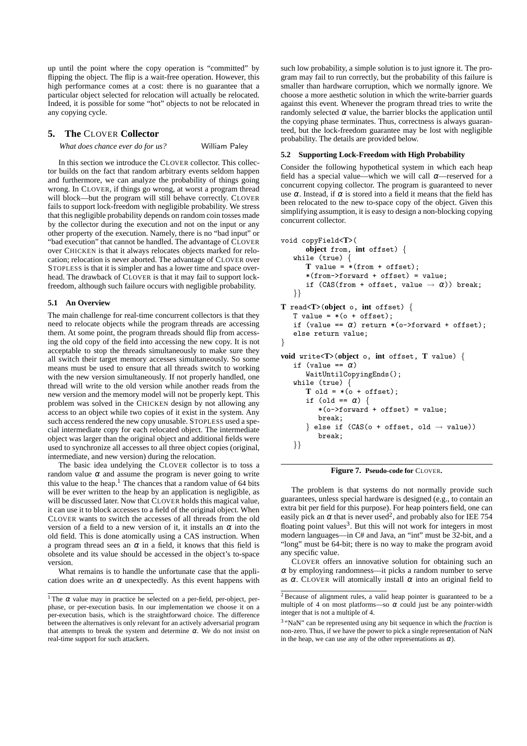up until the point where the copy operation is "committed" by flipping the object. The flip is a wait-free operation. However, this high performance comes at a cost: there is no guarantee that a particular object selected for relocation will actually be relocated. Indeed, it is possible for some "hot" objects to not be relocated in any copying cycle.

## 5. The CLOVER Collector

*What does chance ever do for us?* William Paley

In this section we introduce the CLOVER collector. This collector builds on the fact that random arbitrary events seldom happen and furthermore, we can analyze the probability of things going wrong. In CLOVER, if things go wrong, at worst a program thread will block—but the program will still behave correctly. CLOVER fails to support lock-freedom with negligible probability. We stress that this negligible probability depends on random coin tosses made by the collector during the execution and not on the input or any other property of the execution. Namely, there is no "bad input" or "bad execution" that cannot be handled. The advantage of CLOVER over CHICKEN is that it always relocates objects marked for relocation; relocation is never aborted. The advantage of CLOVER over STOPLESS is that it is simpler and has a lower time and space overhead. The drawback of CLOVER is that it may fail to support lock-freedom, although such failure occurs with negligible probability.

### 5.1 An Overview

The main challenge for real-time concurrent collectors is that they need to relocate objects while the program threads are accessing them. At some point, the program threads should flip from accessing the old copy of the field into accessing the new copy. It is not acceptable to stop the threads simultaneously to make sure they all switch their target memory accesses simultaneously. So some means must be used to ensure that all threads switch to working with the new version simultaneously. If not properly handled, one thread will write to the old version while another reads from the new version and the memory model will not be properly kept. This problem was solved in the CHICKEN design by not allowing any access to an object while two copies of it exist in the system. Any such access rendered the new copy unusable. STOPLESS used a special intermediate copy for each relocated object. The intermediate object was larger than the original object and additional fields were used to synchronize all accesses to all three object copies (original, intermediate, and new version) during the relocation.

The basic idea undelying the CLOVER collector is to toss a random value $\alpha$ and assume the program is never going to write this value to the heap.[1] The chances that a random value of 64 bits will be ever written to the heap by an application is negligible, as will be discussed later. Now that CLOVER holds this magical value, it can use it to block accesses to a field of the original object. When CLOVER wants to switch the accesses of all threads from the old version of a field to a new version of it, it installs an $\alpha$ into the old field. This is done atomically using a CAS instruction. When a program thread sees an $\alpha$ in a field, it knows that this field is obsolete and its value should be accessed in the object's to-space version.

What remains is to handle the unfortunate case that the application does write an $\alpha$ unexpectedly. As this event happens with such low probability, a simple solution is to just ignore it. The program may fail to run correctly, but the probability of this failure is smaller than hardware corruption, which we normally ignore. We choose a more aesthetic solution in which the write-barrier guards against this event. Whenever the program thread tries to write the randomly selected $\alpha$ value, the barrier blocks the application until the copying phase terminates. Thus, correctness is always guaranteed, but the lock-freedom guarantee may be lost with negligible probability. The details are provided below.

### 5.2 Supporting Lock-Freedom with High Probability

Consider the following hypothetical system in which each heap field has a special value—which we will call $\alpha$—reserved for a concurrent copying collector. The program is guaranteed to never use $\alpha$. Instead, if $\alpha$ is stored into a field it means that the field has been relocated to the new to-space copy of the object. Given this simplifying assumption, it is easy to design a non-blocking copying concurrent collector.

```
void copyField<T>(
      object from, int offset) {
   while (true) {
      T value = *(from + offset);
      *(from->forward + offset) = value;
      if (CAS(from + offset, value → α)) break;
   }}

T read<T>(object o, int offset) {
   T value = *(o + offset);
   if (value == α) return *(o->forward + offset);
   else return value;
}

void write<T>(object o, int offset, T value) {
   if (value == α)
      WaitUntilCopyingEnds();
   while (true) {
      T old = *(o + offset);
      if (old == α) {
         *(o->forward + offset) = value;
         break;
      } else if (CAS(o + offset, old → value))
         break;
   }}
```

**Figure 7.** Pseudo-code for CLOVER.

The problem is that systems do not normally provide such guarantees, unless special hardware is designed (e.g., to contain an extra bit per field for this purpose). For heap pointers field, one can easily pick an $\alpha$ that is never used[2], and probably also for IEE 754 floating point values[3]. But this will not work for integers in most modern languages—in C# and Java, an "int" must be 32-bit, and a "long" must be 64-bit; there is no way to make the program avoid any specific value.

CLOVER offers an innovative solution for obtaining such an $\alpha$ by employing randomness—it picks a random number to serve as $\alpha$. CLOVER will atomically install $\alpha$ into an original field to

[1] The $\alpha$ value may in practice be selected on a per-field, per-object, per-phase, or per-execution basis. In our implementation we choose it on a per-execution basis, which is the straightforward choice. The difference between the alternatives is only relevant for an actively adversarial program that attempts to break the system and determine $\alpha$. We do not insist on real-time support for such attackers.

[2] Because of alignment rules, a valid heap pointer is guaranteed to be a multiple of 4 on most platforms—so $\alpha$ could just be any pointer-width integer that is not a multiple of 4.

[3] "NaN" can be represented using any bit sequence in which the *fraction* is non-zero. Thus, if we have the power to pick a single representation of NaN in the heap, we can use any of the other representations as $\alpha$).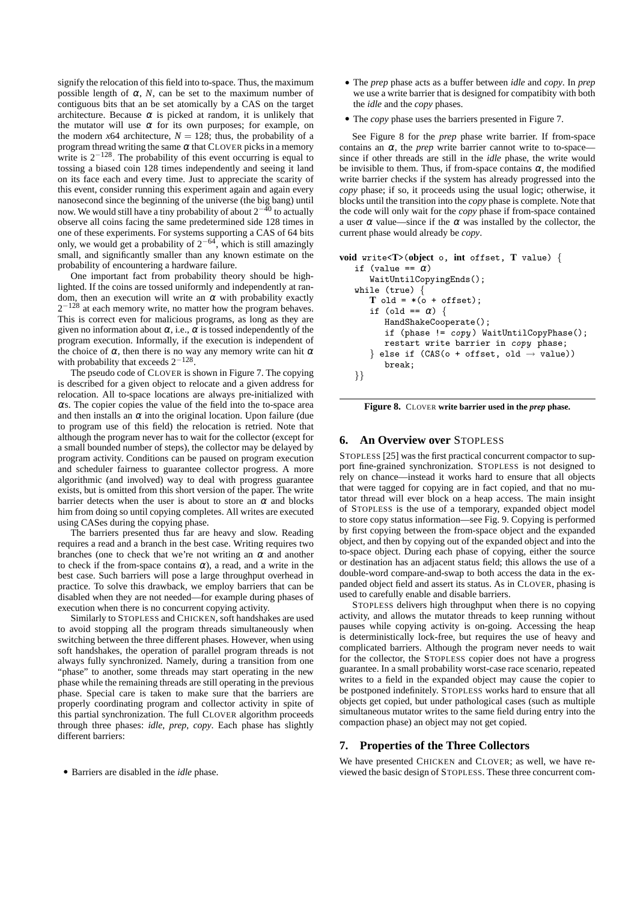signify the relocation of this field into to-space. Thus, the maximum possible length of $\alpha$, $N$, can be set to the maximum number of contiguous bits that an be set atomically by a CAS on the target architecture. Because $\alpha$ is picked at random, it is unlikely that the mutator will use $\alpha$ for its own purposes; for example, on the modern $x64$ architecture, $N = 128$; thus, the probability of a program thread writing the same $\alpha$ that CLOVER picks in a memory write is $2^{-128}$. The probability of this event occurring is equal to tossing a biased coin 128 times independently and seeing it land on its face each and every time. Just to appreciate the scarity of this event, consider running this experiment again and again every nanosecond since the beginning of the universe (the big bang) until now. We would still have a tiny probability of about $2^{-40}$ to actually observe all coins facing the same predetermined side 128 times in one of these experiments. For systems supporting a CAS of 64 bits only, we would get a probability of $2^{-64}$, which is still amazingly small, and significantly smaller than any known estimate on the probability of encountering a hardware failure.

One important fact from probability theory should be highlighted. If the coins are tossed uniformly and independently at random, then an execution will write an $\alpha$ with probability exactly $2^{-128}$ at each memory write, no matter how the program behaves. This is correct even for malicious programs, as long as they are given no information about $\alpha$, i.e., $\alpha$ is tossed independently of the program execution. Informally, if the execution is independent of the choice of $\alpha$, then there is no way any memory write can hit $\alpha$ with probability that exceeds $2^{-128}$.

The pseudo code of CLOVER is shown in Figure 7. The copying is described for a given object to relocate and a given address for relocation. All to-space locations are always pre-initialized with $\alpha$s. The copier copies the value of the field into the to-space area and then installs an $\alpha$ into the original location. Upon failure (due to program use of this field) the relocation is retried. Note that although the program never has to wait for the collector (except for a small bounded number of steps), the collector may be delayed by program activity. Conditions can be paused on program execution and scheduler fairness to guarantee collector progress. A more algorithmic (and involved) way to deal with progress guarantee exists, but is omitted from this short version of the paper. The write barrier detects when the user is about to store an $\alpha$ and blocks him from doing so until copying completes. All writes are executed using CASes during the copying phase.

The barriers presented thus far are heavy and slow. Reading requires a read and a branch in the best case. Writing requires two branches (one to check that we're not writing an $\alpha$ and another to check if the from-space contains $\alpha$), a read, and a write in the best case. Such barriers will pose a large throughput overhead in practice. To solve this drawback, we employ barriers that can be disabled when they are not needed—for example during phases of execution when there is no concurrent copying activity.

Similarly to STOPLESS and CHICKEN, soft handshakes are used to avoid stopping all the program threads simultaneously when switching between the three different phases. However, when using soft handshakes, the operation of parallel program threads is not always fully synchronized. Namely, during a transition from one "phase" to another, some threads may start operating in the new phase while the remaining threads are still operating in the previous phase. Special care is taken to make sure that the barriers are properly coordinating program and collector activity in spite of this partial synchronization. The full CLOVER algorithm proceeds through three phases: *idle*, *prep*, *copy*. Each phase has slightly different barriers:

- Barriers are disabled in the *idle* phase.
- The *prep* phase acts as a buffer between *idle* and *copy*. In *prep* we use a write barrier that is designed for compatibity with both the *idle* and the *copy* phases.
- The *copy* phase uses the barriers presented in Figure 7.

See Figure 8 for the *prep* phase write barrier. If from-space contains an $\alpha$, the *prep* write barrier cannot write to to-space—since if other threads are still in the *idle* phase, the write would be invisible to them. Thus, if from-space contains $\alpha$, the modified write barrier checks if the system has already progressed into the *copy* phase; if so, it proceeds using the usual logic; otherwise, it blocks until the transition into the *copy* phase is complete. Note that the code will only wait for the *copy* phase if from-space contained a user $\alpha$ value—since if the $\alpha$ was installed by the collector, the current phase would already be *copy*.

```
void write<T>(object o, int offset, T value) {
   if (value == α)
      WaitUntilCopyingEnds();
   while (true) {
      T old = *(o + offset);
      if (old == α) {
         HandShakeCooperate();
         if (phase != copy) WaitUntilCopyPhase();
         restart write barrier in copy phase;
      } else if (CAS(o + offset, old → value))
         break;
}}
```

**Figure 8.** CLOVER **write barrier used in the *prep* phase.**

## 6. An Overview over STOPLESS

STOPLESS [25] was the first practical concurrent compactor to support fine-grained synchronization. STOPLESS is not designed to rely on chance—instead it works hard to ensure that all objects that were tagged for copying are in fact copied, and that no mutator thread will ever block on a heap access. The main insight of STOPLESS is the use of a temporary, expanded object model to store copy status information—see Fig. 9. Copying is performed by first copying between the from-space object and the expanded object, and then by copying out of the expanded object and into the to-space object. During each phase of copying, either the source or destination has an adjacent status field; this allows the use of a double-word compare-and-swap to both access the data in the expanded object field and assert its status. As in CLOVER, phasing is used to carefully enable and disable barriers.

STOPLESS delivers high throughput when there is no copying activity, and allows the mutator threads to keep running without pauses while copying activity is on-going. Accessing the heap is deterministically lock-free, but requires the use of heavy and complicated barriers. Although the program never needs to wait for the collector, the STOPLESS copier does not have a progress guarantee. In a small probability worst-case race scenario, repeated writes to a field in the expanded object may cause the copier to be postponed indefinitely. STOPLESS works hard to ensure that all objects get copied, but under pathological cases (such as multiple simultaneous mutator writes to the same field during entry into the compaction phase) an object may not get copied.

## 7. Properties of the Three Collectors

We have presented CHICKEN and CLOVER; as well, we have reviewed the basic design of STOPLESS. These three concurrent com-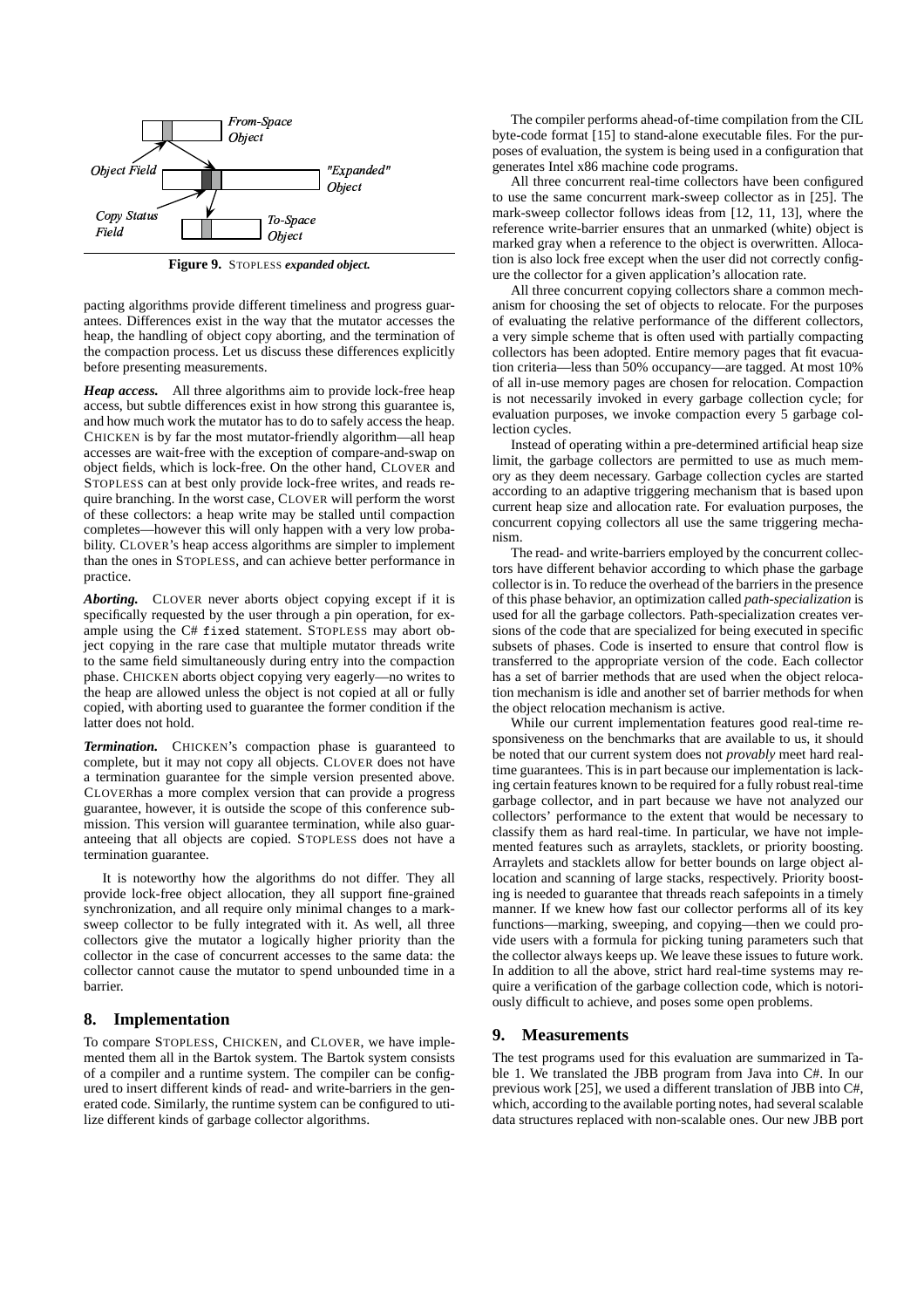From-Space Object

Object Field

"Expanded" Object

Copy Status Field

To-Space Object

**Figure 9.** STOPLESS *expanded object.*

pacting algorithms provide different timeliness and progress guarantees. Differences exist in the way that the mutator accesses the heap, the handling of object copy aborting, and the termination of the compaction process. Let us discuss these differences explicitly before presenting measurements.

***Heap access.*** All three algorithms aim to provide lock-free heap access, but subtle differences exist in how strong this guarantee is, and how much work the mutator has to do to safely access the heap. CHICKEN is by far the most mutator-friendly algorithm—all heap accesses are wait-free with the exception of compare-and-swap on object fields, which is lock-free. On the other hand, CLOVER and STOPLESS can at best only provide lock-free writes, and reads require branching. In the worst case, CLOVER will perform the worst of these collectors: a heap write may be stalled until compaction completes—however this will only happen with a very low probability. CLOVER's heap access algorithms are simpler to implement than the ones in STOPLESS, and can achieve better performance in practice.

***Aborting.*** CLOVER never aborts object copying except if it is specifically requested by the user through a pin operation, for example using the C# `fixed` statement. STOPLESS may abort object copying in the rare case that multiple mutator threads write to the same field simultaneously during entry into the compaction phase. CHICKEN aborts object copying very eagerly—no writes to the heap are allowed unless the object is not copied at all or fully copied, with aborting used to guarantee the former condition if the latter does not hold.

***Termination.*** CHICKEN's compaction phase is guaranteed to complete, but it may not copy all objects. CLOVER does not have a termination guarantee for the simple version presented above. CLOVERhas a more complex version that can provide a progress guarantee, however, it is outside the scope of this conference submission. This version will guarantee termination, while also guaranteeing that all objects are copied. STOPLESS does not have a termination guarantee.

It is noteworthy how the algorithms do not differ. They all provide lock-free object allocation, they all support fine-grained synchronization, and all require only minimal changes to a mark-sweep collector to be fully integrated with it. As well, all three collectors give the mutator a logically higher priority than the collector in the case of concurrent accesses to the same data: the collector cannot cause the mutator to spend unbounded time in a barrier.

## 8. Implementation

To compare STOPLESS, CHICKEN, and CLOVER, we have implemented them all in the Bartok system. The Bartok system consists of a compiler and a runtime system. The compiler can be configured to insert different kinds of read- and write-barriers in the generated code. Similarly, the runtime system can be configured to utilize different kinds of garbage collector algorithms.

The compiler performs ahead-of-time compilation from the CIL byte-code format [15] to stand-alone executable files. For the purposes of evaluation, the system is being used in a configuration that generates Intel x86 machine code programs.

All three concurrent real-time collectors have been configured to use the same concurrent mark-sweep collector as in [25]. The mark-sweep collector follows ideas from [12, 11, 13], where the reference write-barrier ensures that an unmarked (white) object is marked gray when a reference to the object is overwritten. Allocation is also lock free except when the user did not correctly configure the collector for a given application's allocation rate.

All three concurrent copying collectors share a common mechanism for choosing the set of objects to relocate. For the purposes of evaluating the relative performance of the different collectors, a very simple scheme that is often used with partially compacting collectors has been adopted. Entire memory pages that fit evacuation criteria—less than 50% occupancy—are tagged. At most 10% of all in-use memory pages are chosen for relocation. Compaction is not necessarily invoked in every garbage collection cycle; for evaluation purposes, we invoke compaction every 5 garbage collection cycles.

Instead of operating within a pre-determined artificial heap size limit, the garbage collectors are permitted to use as much memory as they deem necessary. Garbage collection cycles are started according to an adaptive triggering mechanism that is based upon current heap size and allocation rate. For evaluation purposes, the concurrent copying collectors all use the same triggering mechanism.

The read- and write-barriers employed by the concurrent collectors have different behavior according to which phase the garbage collector is in. To reduce the overhead of the barriers in the presence of this phase behavior, an optimization called *path-specialization* is used for all the garbage collectors. Path-specialization creates versions of the code that are specialized for being executed in specific subsets of phases. Code is inserted to ensure that control flow is transferred to the appropriate version of the code. Each collector has a set of barrier methods that are used when the object relocation mechanism is idle and another set of barrier methods for when the object relocation mechanism is active.

While our current implementation features good real-time responsiveness on the benchmarks that are available to us, it should be noted that our current system does not *provably* meet hard real-time guarantees. This is in part because our implementation is lacking certain features known to be required for a fully robust real-time garbage collector, and in part because we have not analyzed our collectors' performance to the extent that would be necessary to classify them as hard real-time. In particular, we have not implemented features such as arraylets, stacklets, or priority boosting. Arraylets and stacklets allow for better bounds on large object allocation and scanning of large stacks, respectively. Priority boosting is needed to guarantee that threads reach safepoints in a timely manner. If we knew how fast our collector performs all of its key functions—marking, sweeping, and copying—then we could provide users with a formula for picking tuning parameters such that the collector always keeps up. We leave these issues to future work. In addition to all the above, strict hard real-time systems may require a verification of the garbage collection code, which is notoriously difficult to achieve, and poses some open problems.

## 9. Measurements

The test programs used for this evaluation are summarized in Table 1. We translated the JBB program from Java into C#. In our previous work [25], we used a different translation of JBB into C#, which, according to the available porting notes, had several scalable data structures replaced with non-scalable ones. Our new JBB port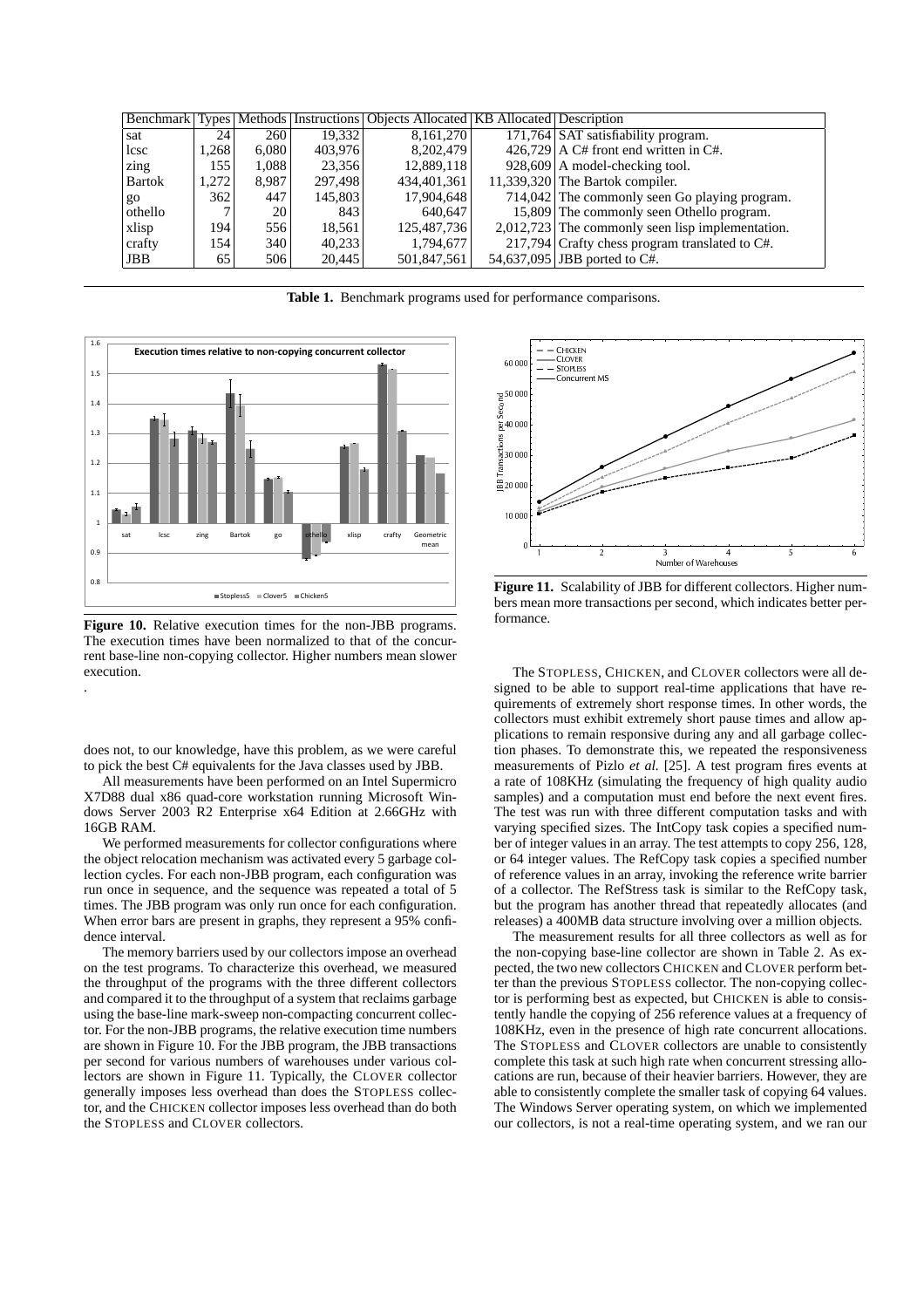| Benchmark | Types | Methods | Instructions | Objects Allocated | KB Allocated | Description |
|---|---|---|---|---|---|---|
| sat | 24 | 260 | 19,332 | 8,161,270 | 171,764 | SAT satisfiability program. |
| lcsc | 1,268 | 6,080 | 403,976 | 8,202,479 | 426,729 | A C# front end written in C#. |
| zing | 155 | 1,088 | 23,356 | 12,889,118 | 928,609 | A model-checking tool. |
| Bartok | 1,272 | 8,987 | 297,498 | 434,401,361 | 11,339,320 | The Bartok compiler. |
| go | 362 | 447 | 145,803 | 17,904,648 | 714,042 | The commonly seen Go playing program. |
| othello | 7 | 20 | 843 | 640,647 | 15,809 | The commonly seen Othello program. |
| xlisp | 194 | 556 | 18,561 | 125,487,736 | 2,012,723 | The commonly seen lisp implementation. |
| crafty | 154 | 340 | 40,233 | 1,794,677 | 217,794 | Crafty chess program translated to C#. |
| JBB | 65 | 506 | 20,445 | 501,847,561 | 54,637,095 | JBB ported to C#. |

**Table 1.** Benchmark programs used for performance comparisons.

**Figure 10.** Relative execution times for the non-JBB programs. The execution times have been normalized to that of the concurrent base-line non-copying collector. Higher numbers mean slower execution.

.

**Figure 11.** Scalability of JBB for different collectors. Higher numbers mean more transactions per second, which indicates better performance.

does not, to our knowledge, have this problem, as we were careful to pick the best C# equivalents for the Java classes used by JBB.

All measurements have been performed on an Intel Supermicro X7D88 dual x86 quad-core workstation running Microsoft Windows Server 2003 R2 Enterprise x64 Edition at 2.66GHz with 16GB RAM.

We performed measurements for collector configurations where the object relocation mechanism was activated every 5 garbage collection cycles. For each non-JBB program, each configuration was run once in sequence, and the sequence was repeated a total of 5 times. The JBB program was only run once for each configuration. When error bars are present in graphs, they represent a 95% confidence interval.

The memory barriers used by our collectors impose an overhead on the test programs. To characterize this overhead, we measured the throughput of the programs with the three different collectors and compared it to the throughput of a system that reclaims garbage using the base-line mark-sweep non-compacting concurrent collector. For the non-JBB programs, the relative execution time numbers are shown in Figure 10. For the JBB program, the JBB transactions per second for various numbers of warehouses under various collectors are shown in Figure 11. Typically, the CLOVER collector generally imposes less overhead than does the STOPLESS collector, and the CHICKEN collector imposes less overhead than do both the STOPLESS and CLOVER collectors.

The STOPLESS, CHICKEN, and CLOVER collectors were all designed to be able to support real-time applications that have requirements of extremely short response times. In other words, the collectors must exhibit extremely short pause times and allow applications to remain responsive during any and all garbage collection phases. To demonstrate this, we repeated the responsiveness measurements of Pizlo *et al.* [25]. A test program fires events at a rate of 108KHz (simulating the frequency of high quality audio samples) and a computation must end before the next event fires. The test was run with three different computation tasks and with varying specified sizes. The IntCopy task copies a specified number of integer values in an array. The test attempts to copy 256, 128, or 64 integer values. The RefCopy task copies a specified number of reference values in an array, invoking the reference write barrier of a collector. The RefStress task is similar to the RefCopy task, but the program has another thread that repeatedly allocates (and releases) a 400MB data structure involving over a million objects.

The measurement results for all three collectors as well as for the non-copying base-line collector are shown in Table 2. As expected, the two new collectors CHICKEN and CLOVER perform better than the previous STOPLESS collector. The non-copying collector is performing best as expected, but CHICKEN is able to consistently handle the copying of 256 reference values at a frequency of 108KHz, even in the presence of high rate concurrent allocations. The STOPLESS and CLOVER collectors are unable to consistently complete this task at such high rate when concurrent stressing allocations are run, because of their heavier barriers. However, they are able to consistently complete the smaller task of copying 64 values. The Windows Server operating system, on which we implemented our collectors, is not a real-time operating system, and we ran our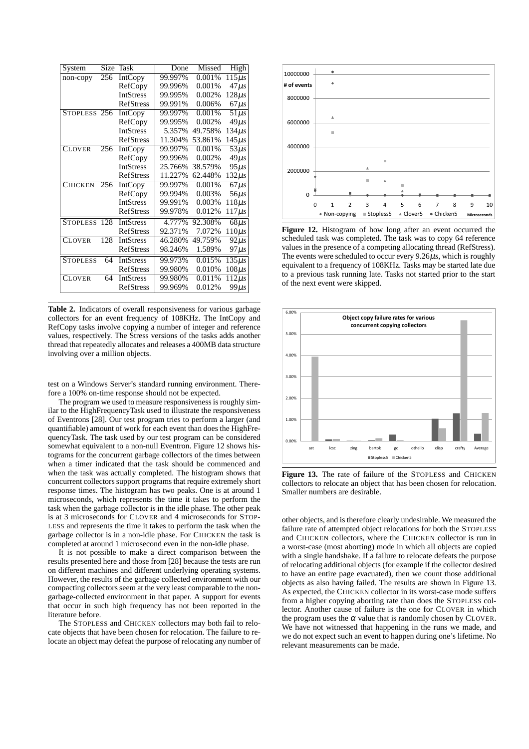| System | Size | Task | Done | Missed | High |
|---|---|---|---|---|---|
| non-copy | 256 | IntCopy | 99.997% | 0.001% | 115$\mu s$ |
| | | RefCopy | 99.996% | 0.001% | 47$\mu s$ |
| | | IntStress | 99.995% | 0.002% | 128$\mu s$ |
| | | RefStress | 99.991% | 0.006% | 67$\mu s$ |
| STOPLESS | 256 | IntCopy | 99.997% | 0.001% | 51$\mu s$ |
| | | RefCopy | 99.995% | 0.002% | 49$\mu s$ |
| | | IntStress | 5.357% | 49.758% | 134$\mu s$ |
| | | RefStress | 11.304% | 53.861% | 145$\mu s$ |
| CLOVER | 256 | IntCopy | 99.997% | 0.001% | 53$\mu s$ |
| | | RefCopy | 99.996% | 0.002% | 49$\mu s$ |
| | | IntStress | 25.766% | 38.579% | 95$\mu s$ |
| | | RefStress | 11.227% | 62.448% | 132$\mu s$ |
| CHICKEN | 256 | IntCopy | 99.997% | 0.001% | 67$\mu s$ |
| | | RefCopy | 99.994% | 0.003% | 56$\mu s$ |
| | | IntStress | 99.991% | 0.003% | 118$\mu s$ |
| | | RefStress | 99.978% | 0.012% | 117$\mu s$ |
| STOPLESS | 128 | IntStress | 4.777% | 92.308% | 68$\mu s$ |
| | | RefStress | 92.371% | 7.072% | 110$\mu s$ |
| CLOVER | 128 | IntStress | 46.280% | 49.759% | 92$\mu s$ |
| | | RefStress | 98.246% | 1.589% | 97$\mu s$ |
| STOPLESS | 64 | IntStress | 99.973% | 0.015% | 135$\mu s$ |
| | | RefStress | 99.980% | 0.010% | 108$\mu s$ |
| CLOVER | 64 | IntStress | 99.980% | 0.011% | 112$\mu s$ |
| | | RefStress | 99.969% | 0.012% | 99$\mu s$ |

**Table 2.** Indicators of overall responsiveness for various garbage collectors for an event frequency of 108KHz. The IntCopy and RefCopy tasks involve copying a number of integer and reference values, respectively. The Stress versions of the tasks adds another thread that repeatedly allocates and releases a 400MB data structure involving over a million objects.

test on a Windows Server's standard running environment. Therefore a 100% on-time response should not be expected.

The program we used to measure responsiveness is roughly similar to the HighFrequencyTask used to illustrate the responsiveness of Eventrons [28]. Our test program tries to perform a larger (and quantifiable) amount of work for each event than does the HighFrequencyTask. The task used by our test program can be considered somewhat equivalent to a non-null Eventron. Figure 12 shows histograms for the concurrent garbage collectors of the times between when a timer indicated that the task should be commenced and when the task was actually completed. The histogram shows that concurrent collectors support programs that require extremely short response times. The histogram has two peaks. One is at around 1 microseconds, which represents the time it takes to perform the task when the garbage collector is in the idle phase. The other peak is at 3 microseconds for CLOVER and 4 microseconds for STOPLESS and represents the time it takes to perform the task when the garbage collector is in a non-idle phase. For CHICKEN the task is completed at around 1 microsecond even in the non-idle phase.

It is not possible to make a direct comparison between the results presented here and those from [28] because the tests are run on different machines and different underlying operating systems. However, the results of the garbage collected environment with our compacting collectors seem at the very least comparable to the non-garbage-collected environment in that paper. A support for events that occur in such high frequency has not been reported in the literature before.

The STOPLESS and CHICKEN collectors may both fail to relocate objects that have been chosen for relocation. The failure to relocate an object may defeat the purpose of relocating any number of

**Figure 12.** Histogram of how long after an event occurred the scheduled task was completed. The task was to copy 64 reference values in the presence of a competing allocating thread (RefStress). The events were scheduled to occur every 9.26$\mu s$, which is roughly equivalent to a frequency of 108KHz. Tasks may be started late due to a previous task running late. Tasks not started prior to the start of the next event were skipped.

**Figure 13.** The rate of failure of the STOPLESS and CHICKEN collectors to relocate an object that has been chosen for relocation. Smaller numbers are desirable.

other objects, and is therefore clearly undesirable. We measured the failure rate of attempted object relocations for both the STOPLESS and CHICKEN collectors, where the CHICKEN collector is run in a worst-case (most aborting) mode in which all objects are copied with a single handshake. If a failure to relocate defeats the purpose of relocating additional objects (for example if the collector desired to have an entire page evacuated), then we count those additional objects as also having failed. The results are shown in Figure 13. As expected, the CHICKEN collector in its worst-case mode suffers from a higher copying aborting rate than does the STOPLESS collector. Another cause of failure is the one for CLOVER in which the program uses the $\alpha$ value that is randomly chosen by CLOVER. We have not witnessed that happening in the runs we made, and we do not expect such an event to happen during one's lifetime. No relevant measurements can be made.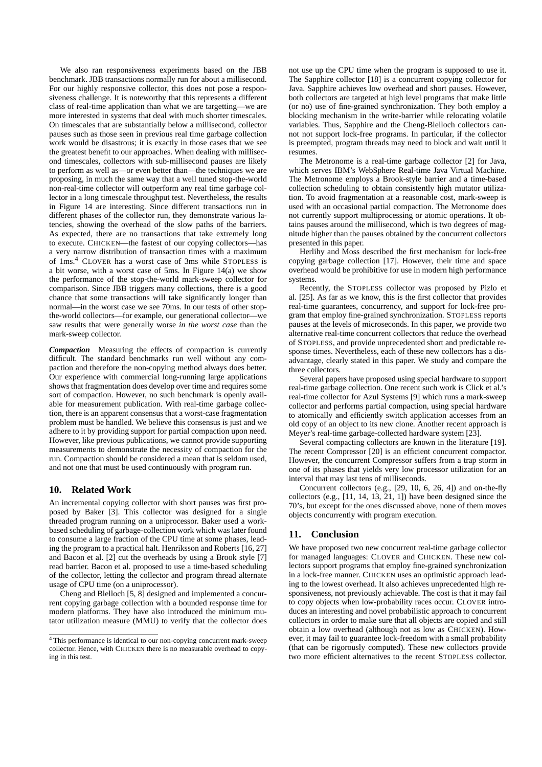We also ran responsiveness experiments based on the JBB benchmark. JBB transactions normally run for about a millisecond. For our highly responsive collector, this does not pose a responsiveness challenge. It is noteworthy that this represents a different class of real-time application than what we are targetting—we are more interested in systems that deal with much shorter timescales. On timescales that are substantially below a millisecond, collector pauses such as those seen in previous real time garbage collection work would be disastrous; it is exactly in those cases that we see the greatest benefit to our approaches. When dealing with millisecond timescales, collectors with sub-millisecond pauses are likely to perform as well as—or even better than—the techniques we are proposing, in much the same way that a well tuned stop-the-world non-real-time collector will outperform any real time garbage collector in a long timescale throughput test. Nevertheless, the results in Figure 14 are interesting. Since different transactions run in different phases of the collector run, they demonstrate various latencies, showing the overhead of the slow paths of the barriers. As expected, there are no transactions that take extremely long to execute. CHICKEN—the fastest of our copying collectors—has a very narrow distribution of transaction times with a maximum of 1ms.[4] CLOVER has a worst case of 3ms while STOPLESS is a bit worse, with a worst case of 5ms. In Figure 14(a) we show the performance of the stop-the-world mark-sweep collector for comparison. Since JBB triggers many collections, there is a good chance that some transactions will take significantly longer than normal—in the worst case we see 70ms. In our tests of other stop-the-world collectors—for example, our generational collector—we saw results that were generally worse *in the worst case* than the mark-sweep collector.

***Compaction*** Measuring the effects of compaction is currently difficult. The standard benchmarks run well without any compaction and therefore the non-copying method always does better. Our experience with commercial long-running large applications shows that fragmentation does develop over time and requires some sort of compaction. However, no such benchmark is openly available for measurement publication. With real-time garbage collection, there is an apparent consensus that a worst-case fragmentation problem must be handled. We believe this consensus is just and we adhere to it by providing support for partial compaction upon need. However, like previous publications, we cannot provide supporting measurements to demonstrate the necessity of compaction for the run. Compaction should be considered a mean that is seldom used, and not one that must be used continuously with program run.

## 10. Related Work

An incremental copying collector with short pauses was first proposed by Baker [3]. This collector was designed for a single threaded program running on a uniprocessor. Baker used a work-based scheduling of garbage-collection work which was later found to consume a large fraction of the CPU time at some phases, leading the program to a practical halt. Henriksson and Roberts [16, 27] and Bacon et al. [2] cut the overheads by using a Brook style [7] read barrier. Bacon et al. proposed to use a time-based scheduling of the collector, letting the collector and program thread alternate usage of CPU time (on a uniprocessor).

Cheng and Blelloch [5, 8] designed and implemented a concurrent copying garbage collection with a bounded response time for modern platforms. They have also introduced the minimum mutator utilization measure (MMU) to verify that the collector does not use up the CPU time when the program is supposed to use it. The Sapphire collector [18] is a concurrent copying collector for Java. Sapphire achieves low overhead and short pauses. However, both collectors are targeted at high level programs that make little (or no) use of fine-grained synchronization. They both employ a blocking mechanism in the write-barrier while relocating volatile variables. Thus, Sapphire and the Cheng-Blelloch collectors cannot not support lock-free programs. In particular, if the collector is preempted, program threads may need to block and wait until it resumes.

The Metronome is a real-time garbage collector [2] for Java, which serves IBM's WebSphere Real-time Java Virtual Machine. The Metronome employs a Brook-style barrier and a time-based collection scheduling to obtain consistently high mutator utilization. To avoid fragmentation at a reasonable cost, mark-sweep is used with an occasional partial compaction. The Metronome does not currently support multiprocessing or atomic operations. It obtains pauses around the millisecond, which is two degrees of magnitude higher than the pauses obtained by the concurrent collectors presented in this paper.

Herlihy and Moss described the first mechanism for lock-free copying garbage collection [17]. However, their time and space overhead would be prohibitive for use in modern high performance systems.

Recently, the STOPLESS collector was proposed by Pizlo et al. [25]. As far as we know, this is the first collector that provides real-time guarantees, concurrency, and support for lock-free program that employ fine-grained synchronization. STOPLESS reports pauses at the levels of microseconds. In this paper, we provide two alternative real-time concurrent collectors that reduce the overhead of STOPLESS, and provide unprecedented short and predictable response times. Nevertheless, each of these new collectors has a disadvantage, clearly stated in this paper. We study and compare the three collectors.

Several papers have proposed using special hardware to support real-time garbage collection. One recent such work is Click et al.'s real-time collector for Azul Systems [9] which runs a mark-sweep collector and performs partial compaction, using special hardware to atomically and efficiently switch application accesses from an old copy of an object to its new clone. Another recent approach is Meyer's real-time garbage-collected hardware system [23].

Several compacting collectors are known in the literature [19]. The recent Compressor [20] is an efficient concurrent compactor. However, the concurrent Compressor suffers from a trap storm in one of its phases that yields very low processor utilization for an interval that may last tens of milliseconds.

Concurrent collectors (e.g., [29, 10, 6, 26, 4]) and on-the-fly collectors (e.g., [11, 14, 13, 21, 1]) have been designed since the 70's, but except for the ones discussed above, none of them moves objects concurrently with program execution.

## 11. Conclusion

We have proposed two new concurrent real-time garbage collector for managed languages: CLOVER and CHICKEN. These new collectors support programs that employ fine-grained synchronization in a lock-free manner. CHICKEN uses an optimistic approach leading to the lowest overhead. It also achieves unprecedented high responsiveness, not previously achievable. The cost is that it may fail to copy objects when low-probability races occur. CLOVER introduces an interesting and novel probabilistic approach to concurrent collectors in order to make sure that all objects are copied and still obtain a low overhead (although not as low as CHICKEN). However, it may fail to guarantee lock-freedom with a small probability (that can be rigorously computed). These new collectors provide two more efficient alternatives to the recent STOPLESS collector.

[4] This performance is identical to our non-copying concurrent mark-sweep collector. Hence, with CHICKEN there is no measurable overhead to copying in this test.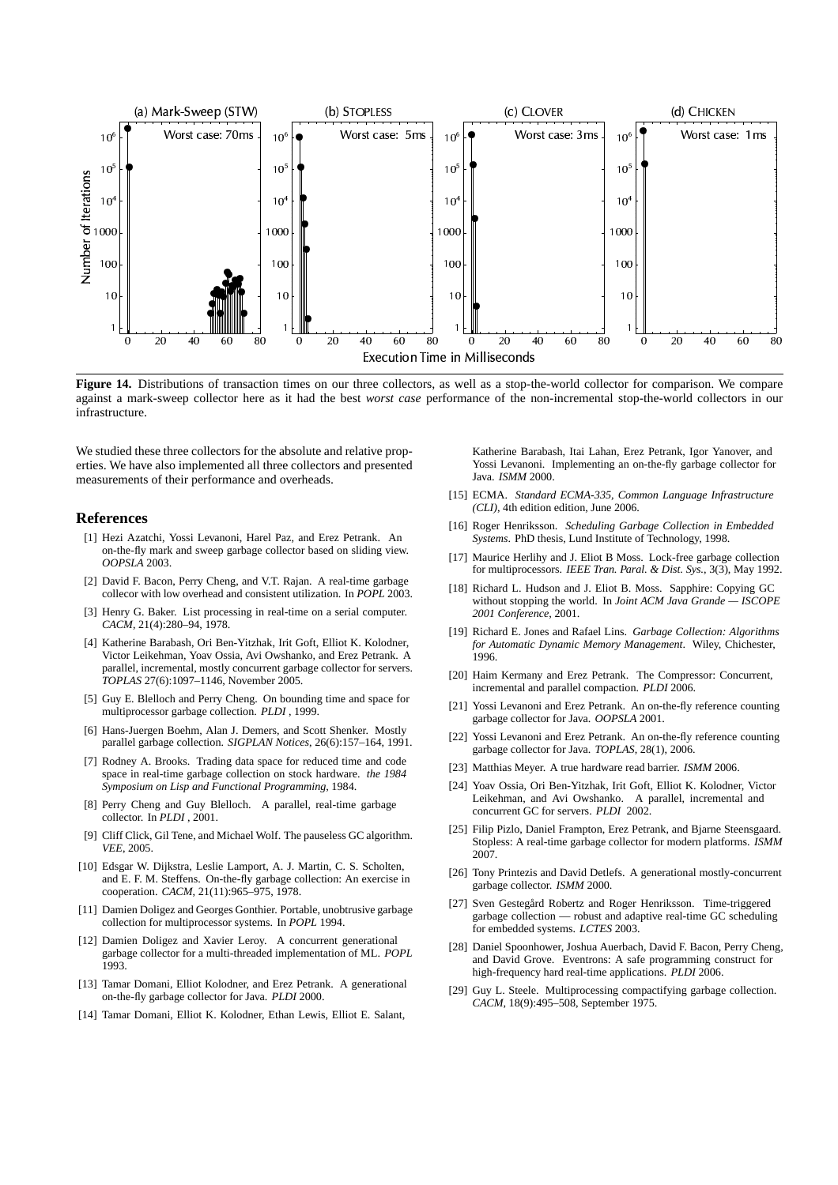(a) Mark-Sweep (STW)

Worst case: 70ms

(b) STOPLESS

Worst case: 5ms

(c) CLOVER

Worst case: 3ms

(d) CHICKEN

Worst case: 1ms

Number of Iterations

$10^6$ $10^5$ $10^4$ 1000 100 10 1

0 20 40 60 80

Execution Time in Milliseconds

**Figure 14.** Distributions of transaction times on our three collectors, as well as a stop-the-world collector for comparison. We compare against a mark-sweep collector here as it had the best *worst case* performance of the non-incremental stop-the-world collectors in our infrastructure.

We studied these three collectors for the absolute and relative properties. We have also implemented all three collectors and presented measurements of their performance and overheads.

## References

[1] Hezi Azatchi, Yossi Levanoni, Harel Paz, and Erez Petrank. An on-the-fly mark and sweep garbage collector based on sliding view. *OOPSLA* 2003.

[2] David F. Bacon, Perry Cheng, and V.T. Rajan. A real-time garbage collecor with low overhead and consistent utilization. In *POPL* 2003.

[3] Henry G. Baker. List processing in real-time on a serial computer. *CACM*, 21(4):280–94, 1978.

[4] Katherine Barabash, Ori Ben-Yitzhak, Irit Goft, Elliot K. Kolodner, Victor Leikehman, Yoav Ossia, Avi Owshanko, and Erez Petrank. A parallel, incremental, mostly concurrent garbage collector for servers. *TOPLAS* 27(6):1097–1146, November 2005.

[5] Guy E. Blelloch and Perry Cheng. On bounding time and space for multiprocessor garbage collection. *PLDI* , 1999.

[6] Hans-Juergen Boehm, Alan J. Demers, and Scott Shenker. Mostly parallel garbage collection. *SIGPLAN Notices*, 26(6):157–164, 1991.

[7] Rodney A. Brooks. Trading data space for reduced time and code space in real-time garbage collection on stock hardware. *the 1984 Symposium on Lisp and Functional Programming*, 1984.

[8] Perry Cheng and Guy Blelloch. A parallel, real-time garbage collector. In *PLDI* , 2001.

[9] Cliff Click, Gil Tene, and Michael Wolf. The pauseless GC algorithm. *VEE*, 2005.

[10] Edsgar W. Dijkstra, Leslie Lamport, A. J. Martin, C. S. Scholten, and E. F. M. Steffens. On-the-fly garbage collection: An exercise in cooperation. *CACM*, 21(11):965–975, 1978.

[11] Damien Doligez and Georges Gonthier. Portable, unobtrusive garbage collection for multiprocessor systems. In *POPL* 1994.

[12] Damien Doligez and Xavier Leroy. A concurrent generational garbage collector for a multi-threaded implementation of ML. *POPL* 1993.

[13] Tamar Domani, Elliot Kolodner, and Erez Petrank. A generational on-the-fly garbage collector for Java. *PLDI* 2000.

[14] Tamar Domani, Elliot K. Kolodner, Ethan Lewis, Elliot E. Salant, Katherine Barabash, Itai Lahan, Erez Petrank, Igor Yanover, and Yossi Levanoni. Implementing an on-the-fly garbage collector for Java. *ISMM* 2000.

[15] ECMA. *Standard ECMA-335, Common Language Infrastructure (CLI)*, 4th edition edition, June 2006.

[16] Roger Henriksson. *Scheduling Garbage Collection in Embedded Systems*. PhD thesis, Lund Institute of Technology, 1998.

[17] Maurice Herlihy and J. Eliot B Moss. Lock-free garbage collection for multiprocessors. *IEEE Tran. Paral. & Dist. Sys.*, 3(3), May 1992.

[18] Richard L. Hudson and J. Eliot B. Moss. Sapphire: Copying GC without stopping the world. In *Joint ACM Java Grande — ISCOPE 2001 Conference*, 2001.

[19] Richard E. Jones and Rafael Lins. *Garbage Collection: Algorithms for Automatic Dynamic Memory Management*. Wiley, Chichester, 1996.

[20] Haim Kermany and Erez Petrank. The Compressor: Concurrent, incremental and parallel compaction. *PLDI* 2006.

[21] Yossi Levanoni and Erez Petrank. An on-the-fly reference counting garbage collector for Java. *OOPSLA* 2001.

[22] Yossi Levanoni and Erez Petrank. An on-the-fly reference counting garbage collector for Java. *TOPLAS*, 28(1), 2006.

[23] Matthias Meyer. A true hardware read barrier. *ISMM* 2006.

[24] Yoav Ossia, Ori Ben-Yitzhak, Irit Goft, Elliot K. Kolodner, Victor Leikehman, and Avi Owshanko. A parallel, incremental and concurrent GC for servers. *PLDI* 2002.

[25] Filip Pizlo, Daniel Frampton, Erez Petrank, and Bjarne Steensgaard. Stopless: A real-time garbage collector for modern platforms. *ISMM* 2007.

[26] Tony Printezis and David Detlefs. A generational mostly-concurrent garbage collector. *ISMM* 2000.

[27] Sven Gestegård Robertz and Roger Henriksson. Time-triggered garbage collection — robust and adaptive real-time GC scheduling for embedded systems. *LCTES* 2003.

[28] Daniel Spoonhower, Joshua Auerbach, David F. Bacon, Perry Cheng, and David Grove. Eventrons: A safe programming construct for high-frequency hard real-time applications. *PLDI* 2006.

[29] Guy L. Steele. Multiprocessing compactifying garbage collection. *CACM*, 18(9):495–508, September 1975.